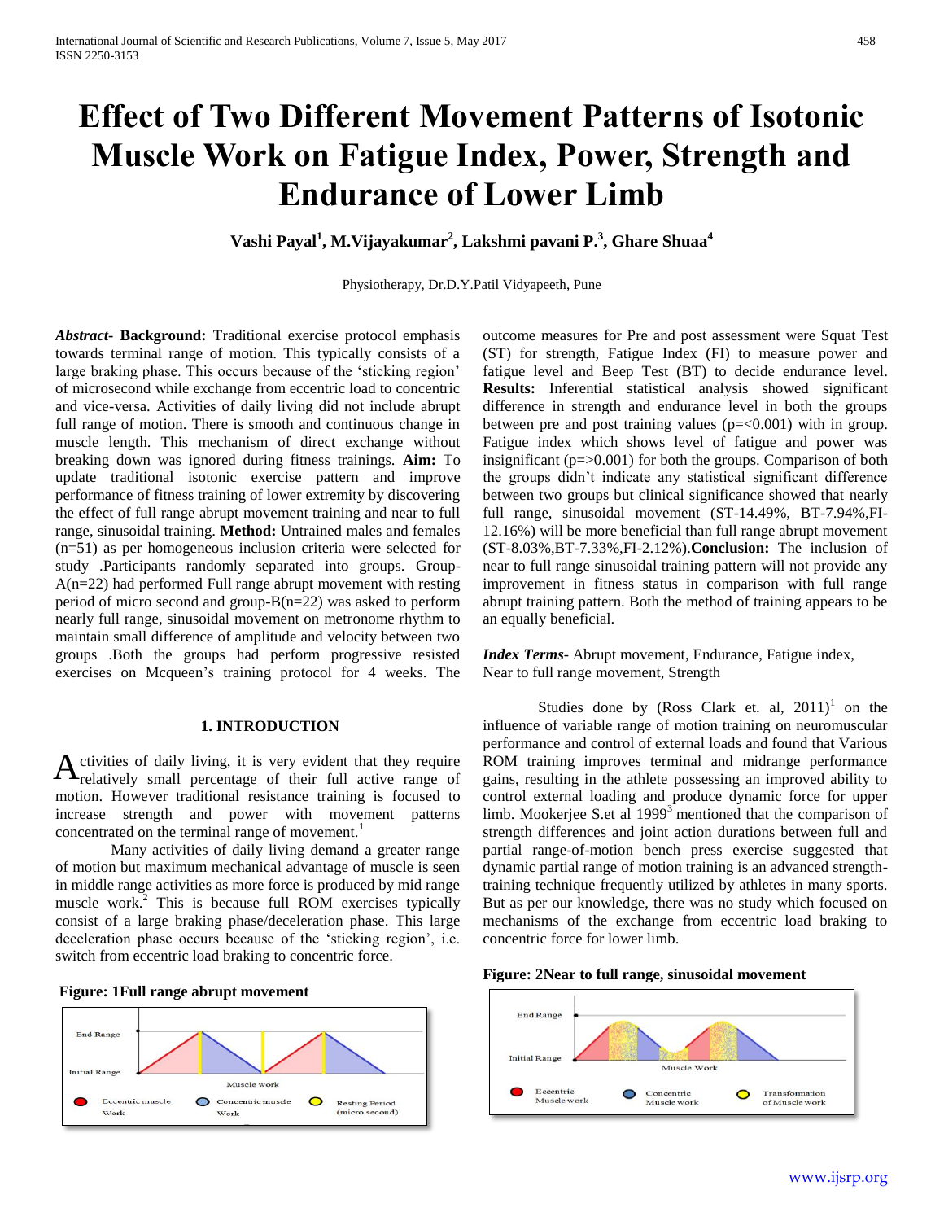# Effect of Two Different Movement Patterns of Isotonic Muscle Work on Fatigue Index, Power, Strength and Endurance of Lower Limb

**Vashi Payal[1], M.Vijayakumar[2], Lakshmi pavani P.[3], Ghare Shuaa[4]**

Physiotherapy, Dr.D.Y.Patil Vidyapeeth, Pune

***Abstract*- Background:** Traditional exercise protocol emphasis towards terminal range of motion. This typically consists of a large braking phase. This occurs because of the 'sticking region' of microsecond while exchange from eccentric load to concentric and vice-versa. Activities of daily living did not include abrupt full range of motion. There is smooth and continuous change in muscle length. This mechanism of direct exchange without breaking down was ignored during fitness trainings. **Aim:** To update traditional isotonic exercise pattern and improve performance of fitness training of lower extremity by discovering the effect of full range abrupt movement training and near to full range, sinusoidal training. **Method:** Untrained males and females (n=51) as per homogeneous inclusion criteria were selected for study .Participants randomly separated into groups. Group-A(n=22) had performed Full range abrupt movement with resting period of micro second and group-B(n=22) was asked to perform nearly full range, sinusoidal movement on metronome rhythm to maintain small difference of amplitude and velocity between two groups .Both the groups had perform progressive resisted exercises on Mcqueen's training protocol for 4 weeks. The outcome measures for Pre and post assessment were Squat Test (ST) for strength, Fatigue Index (FI) to measure power and fatigue level and Beep Test (BT) to decide endurance level. **Results:** Inferential statistical analysis showed significant difference in strength and endurance level in both the groups between pre and post training values (p=<0.001) with in group. Fatigue index which shows level of fatigue and power was insignificant (p=>0.001) for both the groups. Comparison of both the groups didn't indicate any statistical significant difference between two groups but clinical significance showed that nearly full range, sinusoidal movement (ST-14.49%, BT-7.94%,FI-12.16%) will be more beneficial than full range abrupt movement (ST-8.03%,BT-7.33%,FI-2.12%).**Conclusion:** The inclusion of near to full range sinusoidal training pattern will not provide any improvement in fitness status in comparison with full range abrupt training pattern. Both the method of training appears to be an equally beneficial.

***Index Terms*-** Abrupt movement, Endurance, Fatigue index, Near to full range movement, Strength

## 1. INTRODUCTION

Activities of daily living, it is very evident that they require relatively small percentage of their full active range of motion. However traditional resistance training is focused to increase strength and power with movement patterns concentrated on the terminal range of movement.[1]

Many activities of daily living demand a greater range of motion but maximum mechanical advantage of muscle is seen in middle range activities as more force is produced by mid range muscle work.[2] This is because full ROM exercises typically consist of a large braking phase/deceleration phase. This large deceleration phase occurs because of the 'sticking region', i.e. switch from eccentric load braking to concentric force.

**Figure: 1Full range abrupt movement**

Studies done by (Ross Clark et. al, 2011)[1] on the influence of variable range of motion training on neuromuscular performance and control of external loads and found that Various ROM training improves terminal and midrange performance gains, resulting in the athlete possessing an improved ability to control external loading and produce dynamic force for upper limb. Mookerjee S.et al 1999[3] mentioned that the comparison of strength differences and joint action durations between full and partial range-of-motion bench press exercise suggested that dynamic partial range of motion training is an advanced strength-training technique frequently utilized by athletes in many sports. But as per our knowledge, there was no study which focused on mechanisms of the exchange from eccentric load braking to concentric force for lower limb.

**Figure: 2Near to full range, sinusoidal movement**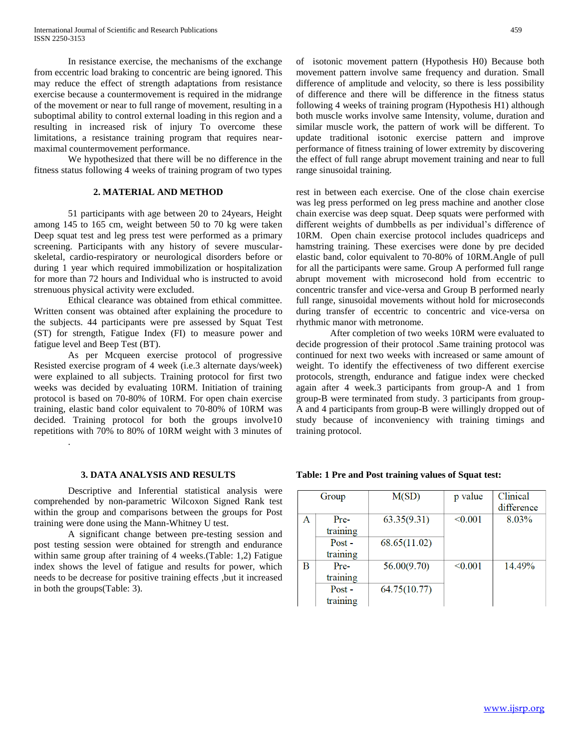In resistance exercise, the mechanisms of the exchange from eccentric load braking to concentric are being ignored. This may reduce the effect of strength adaptations from resistance exercise because a countermovement is required in the midrange of the movement or near to full range of movement, resulting in a suboptimal ability to control external loading in this region and a resulting in increased risk of injury To overcome these limitations, a resistance training program that requires near-maximal countermovement performance.

We hypothesized that there will be no difference in the fitness status following 4 weeks of training program of two types of isotonic movement pattern (Hypothesis H0) Because both movement pattern involve same frequency and duration. Small difference of amplitude and velocity, so there is less possibility of difference and there will be difference in the fitness status following 4 weeks of training program (Hypothesis H1) although both muscle works involve same Intensity, volume, duration and similar muscle work, the pattern of work will be different. To update traditional isotonic exercise pattern and improve performance of fitness training of lower extremity by discovering the effect of full range abrupt movement training and near to full range sinusoidal training.

## 2. MATERIAL AND METHOD

51 participants with age between 20 to 24years, Height among 145 to 165 cm, weight between 50 to 70 kg were taken Deep squat test and leg press test were performed as a primary screening. Participants with any history of severe muscular-skeletal, cardio-respiratory or neurological disorders before or during 1 year which required immobilization or hospitalization for more than 72 hours and Individual who is instructed to avoid strenuous physical activity were excluded.

Ethical clearance was obtained from ethical committee. Written consent was obtained after explaining the procedure to the subjects. 44 participants were pre assessed by Squat Test (ST) for strength, Fatigue Index (FI) to measure power and fatigue level and Beep Test (BT).

As per Mcqueen exercise protocol of progressive Resisted exercise program of 4 week (i.e.3 alternate days/week) were explained to all subjects. Training protocol for first two weeks was decided by evaluating 10RM. Initiation of training protocol is based on 70-80% of 10RM. For open chain exercise training, elastic band color equivalent to 70-80% of 10RM was decided. Training protocol for both the groups involve10 repetitions with 70% to 80% of 10RM weight with 3 minutes of rest in between each exercise. One of the close chain exercise was leg press performed on leg press machine and another close chain exercise was deep squat. Deep squats were performed with different weights of dumbbells as per individual's difference of 10RM. Open chain exercise protocol includes quadriceps and hamstring training. These exercises were done by pre decided elastic band, color equivalent to 70-80% of 10RM.Angle of pull for all the participants were same. Group A performed full range abrupt movement with microsecond hold from eccentric to concentric transfer and vice-versa and Group B performed nearly full range, sinusoidal movements without hold for microseconds during transfer of eccentric to concentric and vice-versa on rhythmic manor with metronome.

After completion of two weeks 10RM were evaluated to decide progression of their protocol .Same training protocol was continued for next two weeks with increased or same amount of weight. To identify the effectiveness of two different exercise protocols, strength, endurance and fatigue index were checked again after 4 week.3 participants from group-A and 1 from group-B were terminated from study. 3 participants from group-A and 4 participants from group-B were willingly dropped out of study because of inconveniency with training timings and training protocol.

## 3. DATA ANALYSIS AND RESULTS

Descriptive and Inferential statistical analysis were comprehended by non-parametric Wilcoxon Signed Rank test within the group and comparisons between the groups for Post training were done using the Mann-Whitney U test.

A significant change between pre-testing session and post testing session were obtained for strength and endurance within same group after training of 4 weeks.(Table: 1,2) Fatigue index shows the level of fatigue and results for power, which needs to be decrease for positive training effects ,but it increased in both the groups(Table: 3).

**Table: 1 Pre and Post training values of Squat test:**

| Group | | M(SD) | p value | Clinical difference |
|---|---|---|---|---|
| A | Pre-training | 63.35(9.31) | <0.001 | 8.03% |
| | Post - training | 68.65(11.02) | | |
| B | Pre-training | 56.00(9.70) | <0.001 | 14.49% |
| | Post - training | 64.75(10.77) | | |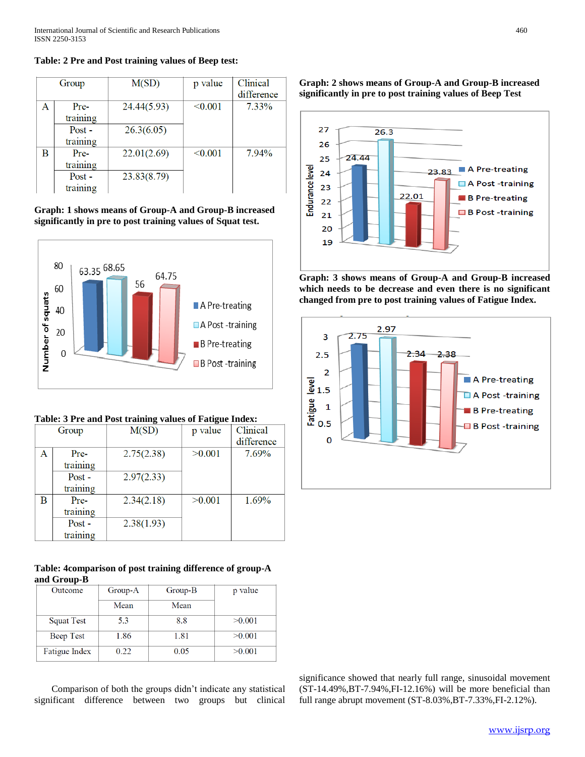**Table: 2 Pre and Post training values of Beep test:**

| Group | | M(SD) | p value | Clinical difference |
|---|---|---|---|---|
| A | Pre-training | 24.44(5.93) | <0.001 | 7.33% |
| | Post - training | 26.3(6.05) | | |
| B | Pre-training | 22.01(2.69) | <0.001 | 7.94% |
| | Post - training | 23.83(8.79) | | |

**Graph: 1 shows means of Group-A and Group-B increased significantly in pre to post training values of Squat test.**

**Graph: 2 shows means of Group-A and Group-B increased significantly in pre to post training values of Beep Test**

**Graph: 3 shows means of Group-A and Group-B increased which needs to be decrease and even there is no significant changed from pre to post training values of Fatigue Index.**

**Table: 3 Pre and Post training values of Fatigue Index:**

| Group | | M(SD) | p value | Clinical difference |
|---|---|---|---|---|
| A | Pre-training | 2.75(2.38) | >0.001 | 7.69% |
| | Post - training | 2.97(2.33) | | |
| B | Pre-training | 2.34(2.18) | >0.001 | 1.69% |
| | Post - training | 2.38(1.93) | | |

**Table: 4comparison of post training difference of group-A and Group-B**

| Outcome | Group-A | Group-B | p value |
|---|---|---|---|
| | Mean | Mean | |
| Squat Test | 5.3 | 8.8 | >0.001 |
| Beep Test | 1.86 | 1.81 | >0.001 |
| Fatigue Index | 0.22 | 0.05 | >0.001 |

Comparison of both the groups didn't indicate any statistical significant difference between two groups but clinical significance showed that nearly full range, sinusoidal movement (ST-14.49%,BT-7.94%,FI-12.16%) will be more beneficial than full range abrupt movement (ST-8.03%,BT-7.33%,FI-2.12%).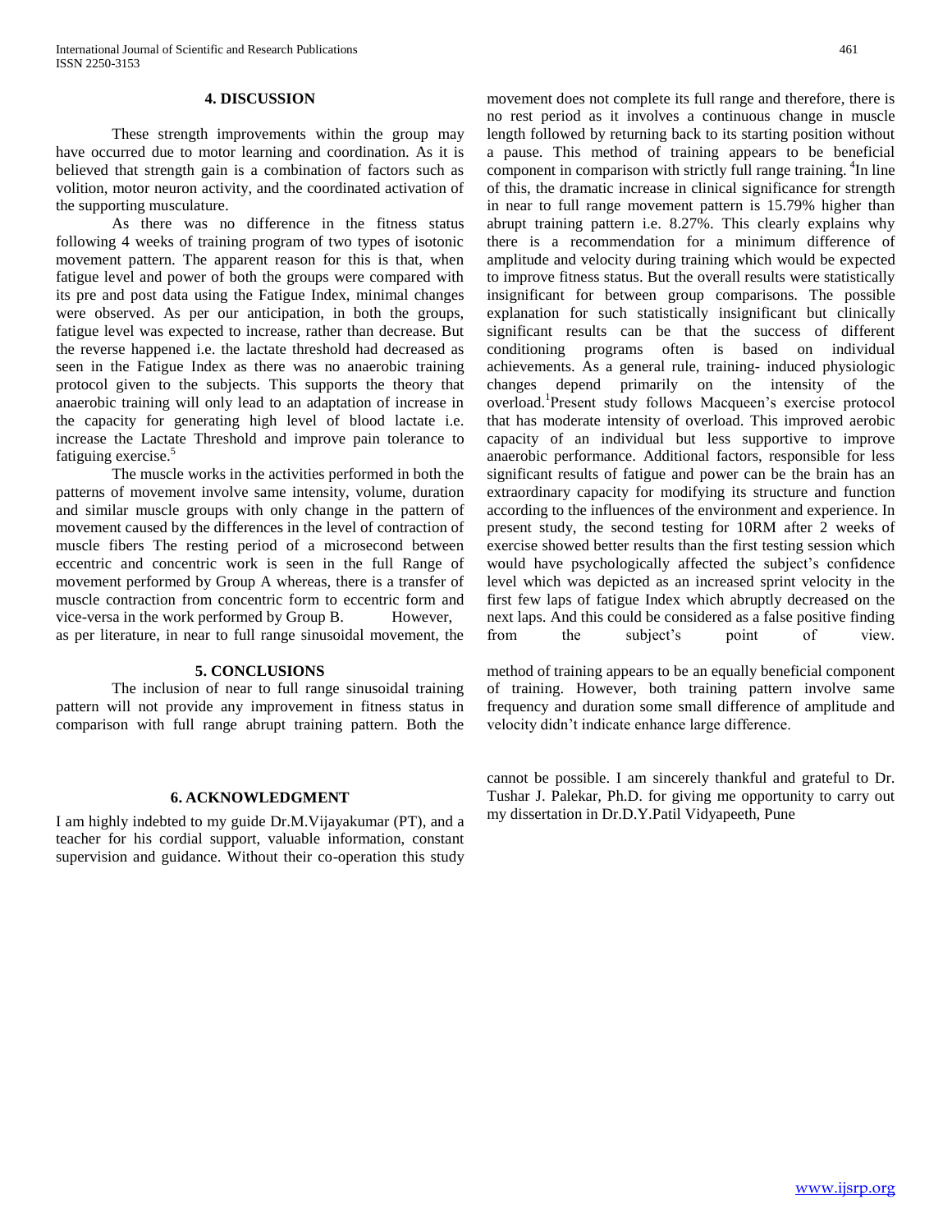## 4. DISCUSSION

These strength improvements within the group may have occurred due to motor learning and coordination. As it is believed that strength gain is a combination of factors such as volition, motor neuron activity, and the coordinated activation of the supporting musculature.

As there was no difference in the fitness status following 4 weeks of training program of two types of isotonic movement pattern. The apparent reason for this is that, when fatigue level and power of both the groups were compared with its pre and post data using the Fatigue Index, minimal changes were observed. As per our anticipation, in both the groups, fatigue level was expected to increase, rather than decrease. But the reverse happened i.e. the lactate threshold had decreased as seen in the Fatigue Index as there was no anaerobic training protocol given to the subjects. This supports the theory that anaerobic training will only lead to an adaptation of increase in the capacity for generating high level of blood lactate i.e. increase the Lactate Threshold and improve pain tolerance to fatiguing exercise.[5]

The muscle works in the activities performed in both the patterns of movement involve same intensity, volume, duration and similar muscle groups with only change in the pattern of movement caused by the differences in the level of contraction of muscle fibers The resting period of a microsecond between eccentric and concentric work is seen in the full Range of movement performed by Group A whereas, there is a transfer of muscle contraction from concentric form to eccentric form and vice-versa in the work performed by Group B. However, as per literature, in near to full range sinusoidal movement, the movement does not complete its full range and therefore, there is no rest period as it involves a continuous change in muscle length followed by returning back to its starting position without a pause. This method of training appears to be beneficial component in comparison with strictly full range training. [4]In line of this, the dramatic increase in clinical significance for strength in near to full range movement pattern is 15.79% higher than abrupt training pattern i.e. 8.27%. This clearly explains why there is a recommendation for a minimum difference of amplitude and velocity during training which would be expected to improve fitness status. But the overall results were statistically insignificant for between group comparisons. The possible explanation for such statistically insignificant but clinically significant results can be that the success of different conditioning programs often is based on individual achievements. As a general rule, training- induced physiologic changes depend primarily on the intensity of the overload.[1]Present study follows Macqueen's exercise protocol that has moderate intensity of overload. This improved aerobic capacity of an individual but less supportive to improve anaerobic performance. Additional factors, responsible for less significant results of fatigue and power can be the brain has an extraordinary capacity for modifying its structure and function according to the influences of the environment and experience. In present study, the second testing for 10RM after 2 weeks of exercise showed better results than the first testing session which would have psychologically affected the subject's confidence level which was depicted as an increased sprint velocity in the first few laps of fatigue Index which abruptly decreased on the next laps. And this could be considered as a false positive finding from the subject's point of view.

## 5. CONCLUSIONS

The inclusion of near to full range sinusoidal training pattern will not provide any improvement in fitness status in comparison with full range abrupt training pattern. Both the method of training appears to be an equally beneficial component of training. However, both training pattern involve same frequency and duration some small difference of amplitude and velocity didn't indicate enhance large difference.

## 6. ACKNOWLEDGMENT

I am highly indebted to my guide Dr.M.Vijayakumar (PT), and a teacher for his cordial support, valuable information, constant supervision and guidance. Without their co-operation this study cannot be possible. I am sincerely thankful and grateful to Dr. Tushar J. Palekar, Ph.D. for giving me opportunity to carry out my dissertation in Dr.D.Y.Patil Vidyapeeth, Pune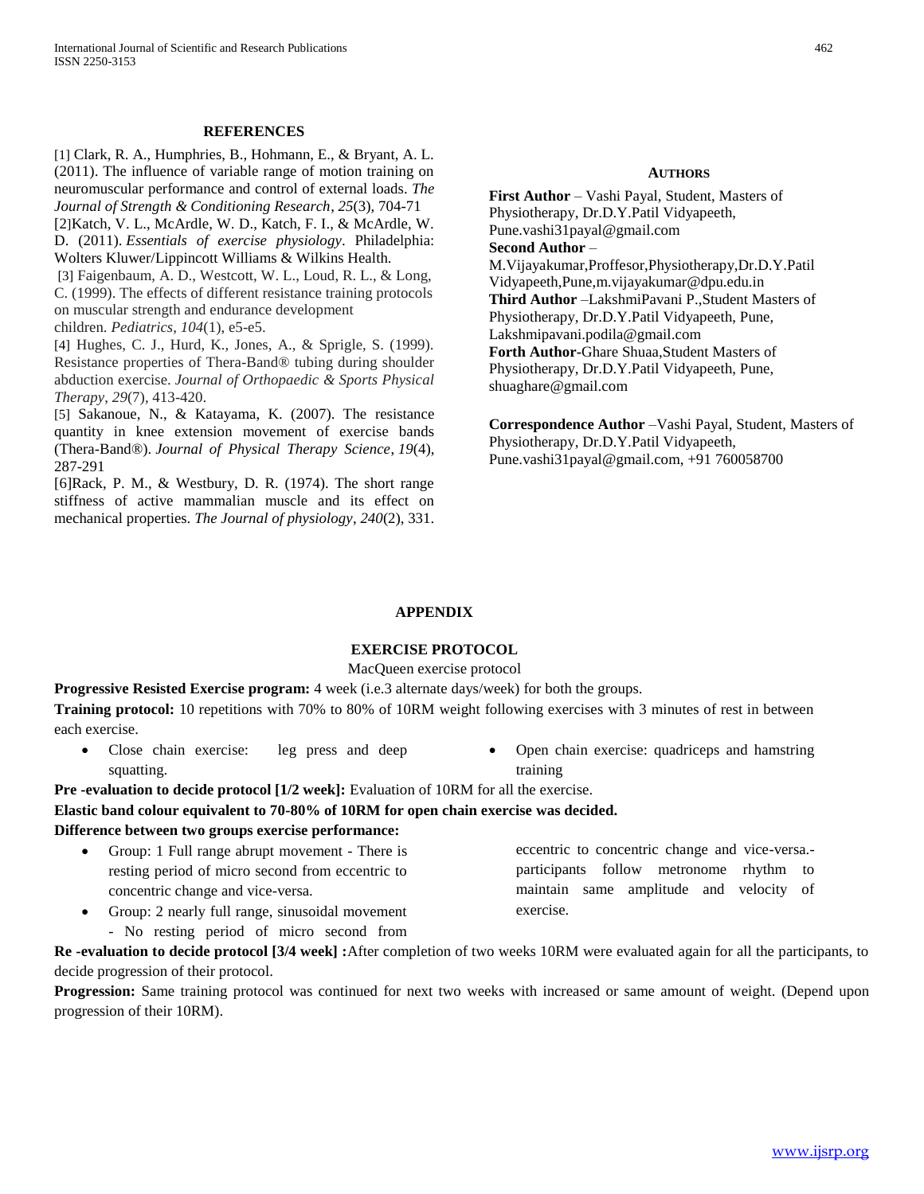## REFERENCES

[1] Clark, R. A., Humphries, B., Hohmann, E., & Bryant, A. L. (2011). The influence of variable range of motion training on neuromuscular performance and control of external loads. *The Journal of Strength & Conditioning Research*, *25*(3), 704-71

[2]Katch, V. L., McArdle, W. D., Katch, F. I., & McArdle, W. D. (2011). *Essentials of exercise physiology*. Philadelphia: Wolters Kluwer/Lippincott Williams & Wilkins Health.

[3] Faigenbaum, A. D., Westcott, W. L., Loud, R. L., & Long, C. (1999). The effects of different resistance training protocols on muscular strength and endurance development children. *Pediatrics*, *104*(1), e5-e5.

[4] Hughes, C. J., Hurd, K., Jones, A., & Sprigle, S. (1999). Resistance properties of Thera-Band® tubing during shoulder abduction exercise. *Journal of Orthopaedic & Sports Physical Therapy*, *29*(7), 413-420.

[5] Sakanoue, N., & Katayama, K. (2007). The resistance quantity in knee extension movement of exercise bands (Thera-Band®). *Journal of Physical Therapy Science*, *19*(4), 287-291

[6]Rack, P. M., & Westbury, D. R. (1974). The short range stiffness of active mammalian muscle and its effect on mechanical properties. *The Journal of physiology*, *240*(2), 331.

## AUTHORS

**First Author** – Vashi Payal, Student, Masters of Physiotherapy, Dr.D.Y.Patil Vidyapeeth, Pune.vashi31payal@gmail.com

**Second Author** – M.Vijayakumar,Proffesor,Physiotherapy,Dr.D.Y.Patil Vidyapeeth,Pune,m.vijayakumar@dpu.edu.in

**Third Author** –LakshmiPavani P.,Student Masters of Physiotherapy, Dr.D.Y.Patil Vidyapeeth, Pune, Lakshmipavani.podila@gmail.com

**Forth Author**-Ghare Shuaa,Student Masters of Physiotherapy, Dr.D.Y.Patil Vidyapeeth, Pune, shuaghare@gmail.com

**Correspondence Author** –Vashi Payal, Student, Masters of Physiotherapy, Dr.D.Y.Patil Vidyapeeth, Pune.vashi31payal@gmail.com, +91 760058700

## APPENDIX

### EXERCISE PROTOCOL

MacQueen exercise protocol

**Progressive Resisted Exercise program:** 4 week (i.e.3 alternate days/week) for both the groups.

**Training protocol:** 10 repetitions with 70% to 80% of 10RM weight following exercises with 3 minutes of rest in between each exercise.

- Close chain exercise: leg press and deep squatting.
- Open chain exercise: quadriceps and hamstring training

**Pre -evaluation to decide protocol [1/2 week]:** Evaluation of 10RM for all the exercise.

**Elastic band colour equivalent to 70-80% of 10RM for open chain exercise was decided.**

**Difference between two groups exercise performance:**

- Group: 1 Full range abrupt movement - There is resting period of micro second from eccentric to concentric change and vice-versa.
- Group: 2 nearly full range, sinusoidal movement - No resting period of micro second from eccentric to concentric change and vice-versa.- participants follow metronome rhythm to maintain same amplitude and velocity of exercise.

**Re -evaluation to decide protocol [3/4 week] :**After completion of two weeks 10RM were evaluated again for all the participants, to decide progression of their protocol.

**Progression:** Same training protocol was continued for next two weeks with increased or same amount of weight. (Depend upon progression of their 10RM).